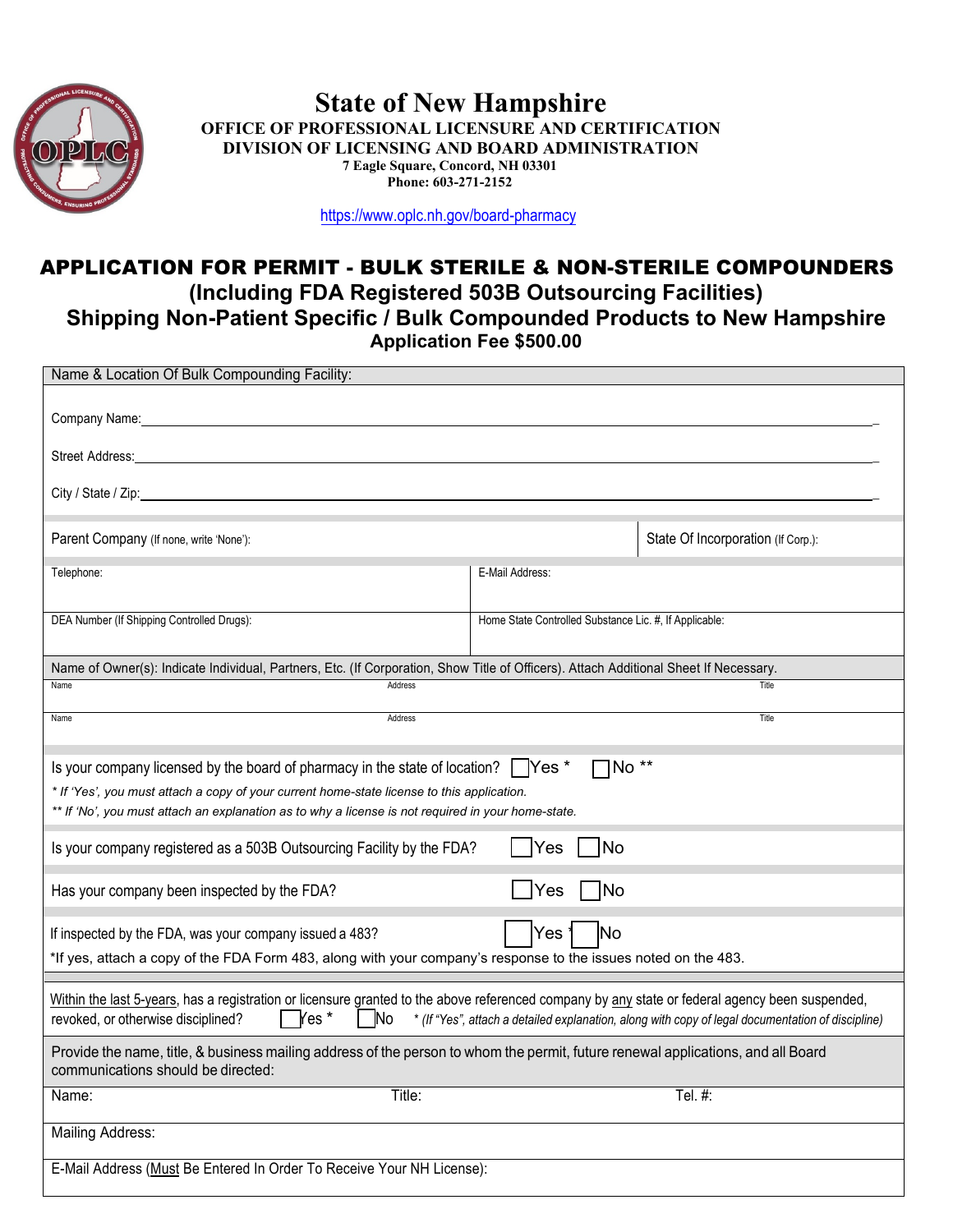# State of New Hampshire

**OFFICE OF PROFESSIONAL LICENSURE AND CERTIFICATION**
**DIVISION OF LICENSING AND BOARD ADMINISTRATION**
**7 Eagle Square, Concord, NH 03301**
**Phone: 603-271-2152**

https://www.oplc.nh.gov/board-pharmacy

## APPLICATION FOR PERMIT - BULK STERILE & NON-STERILE COMPOUNDERS
### (Including FDA Registered 503B Outsourcing Facilities)
### Shipping Non-Patient Specific / Bulk Compounded Products to New Hampshire
**Application Fee $500.00**

Name & Location Of Bulk Compounding Facility:

Company Name: ______________________________

Street Address: ______________________________

City / State / Zip: ______________________________

| Parent Company (If none, write 'None'): | State Of Incorporation (If Corp.): |
|---|---|
| Telephone: | E-Mail Address: |
| DEA Number (If Shipping Controlled Drugs): | Home State Controlled Substance Lic. #, If Applicable: |

Name of Owner(s): Indicate Individual, Partners, Etc. (If Corporation, Show Title of Officers). Attach Additional Sheet If Necessary.

| Name | Address | Title |
|---|---|---|
| | | |
| | | |

Is your company licensed by the board of pharmacy in the state of location? ☐ Yes * ☐ No **

*\* If 'Yes', you must attach a copy of your current home-state license to this application.*
*\*\* If 'No', you must attach an explanation as to why a license is not required in your home-state.*

Is your company registered as a 503B Outsourcing Facility by the FDA? ☐ Yes ☐ No

Has your company been inspected by the FDA? ☐ Yes ☐ No

If inspected by the FDA, was your company issued a 483? ☐ Yes * ☐ No

*If yes, attach a copy of the FDA Form 483, along with your company's response to the issues noted on the 483.

Within the last 5-years, has a registration or licensure granted to the above referenced company by any state or federal agency been suspended, revoked, or otherwise disciplined? ☐ Yes * ☐ No *\* (If "Yes", attach a detailed explanation, along with copy of legal documentation of discipline)*

Provide the name, title, & business mailing address of the person to whom the permit, future renewal applications, and all Board communications should be directed:

| Name: | Title: | Tel. #: |
|---|---|---|

Mailing Address:

E-Mail Address (Must Be Entered In Order To Receive Your NH License):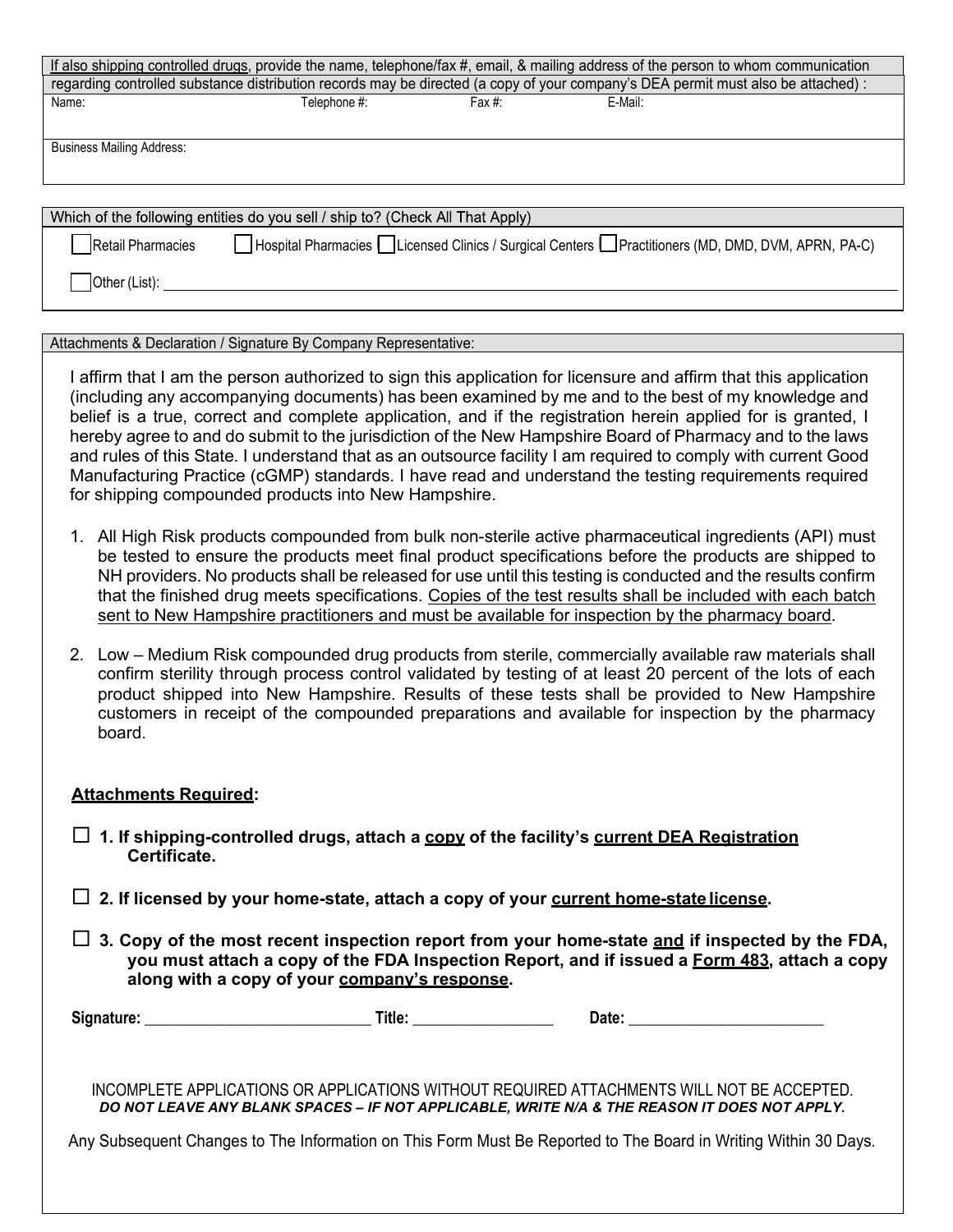If also shipping controlled drugs, provide the name, telephone/fax #, email, & mailing address of the person to whom communication regarding controlled substance distribution records may be directed (a copy of your company's DEA permit must also be attached) :

| Name: | Telephone #: | Fax #: | E-Mail: |
|---|---|---|---|
| Business Mailing Address: | | | |

Which of the following entities do you sell / ship to? (Check All That Apply)

☐ Retail Pharmacies ☐ Hospital Pharmacies ☐ Licensed Clinics / Surgical Centers ☐ Practitioners (MD, DMD, DVM, APRN, PA-C)

☐ Other (List): ______________________________________________

Attachments & Declaration / Signature By Company Representative:

I affirm that I am the person authorized to sign this application for licensure and affirm that this application (including any accompanying documents) has been examined by me and to the best of my knowledge and belief is a true, correct and complete application, and if the registration herein applied for is granted, I hereby agree to and do submit to the jurisdiction of the New Hampshire Board of Pharmacy and to the laws and rules of this State. I understand that as an outsource facility I am required to comply with current Good Manufacturing Practice (cGMP) standards. I have read and understand the testing requirements required for shipping compounded products into New Hampshire.

1. All High Risk products compounded from bulk non-sterile active pharmaceutical ingredients (API) must be tested to ensure the products meet final product specifications before the products are shipped to NH providers. No products shall be released for use until this testing is conducted and the results confirm that the finished drug meets specifications. Copies of the test results shall be included with each batch sent to New Hampshire practitioners and must be available for inspection by the pharmacy board.

2. Low – Medium Risk compounded drug products from sterile, commercially available raw materials shall confirm sterility through process control validated by testing of at least 20 percent of the lots of each product shipped into New Hampshire. Results of these tests shall be provided to New Hampshire customers in receipt of the compounded preparations and available for inspection by the pharmacy board.

**Attachments Required:**

☐ **1. If shipping-controlled drugs, attach a copy of the facility's current DEA Registration Certificate.**

☐ **2. If licensed by your home-state, attach a copy of your current home-state license.**

☐ **3. Copy of the most recent inspection report from your home-state and if inspected by the FDA, you must attach a copy of the FDA Inspection Report, and if issued a Form 483, attach a copy along with a copy of your company's response.**

**Signature:** ____________________________ **Title:** _________________ **Date:** ________________________

INCOMPLETE APPLICATIONS OR APPLICATIONS WITHOUT REQUIRED ATTACHMENTS WILL NOT BE ACCEPTED.

***DO NOT LEAVE ANY BLANK SPACES – IF NOT APPLICABLE, WRITE N/A & THE REASON IT DOES NOT APPLY.***

Any Subsequent Changes to The Information on This Form Must Be Reported to The Board in Writing Within 30 Days.